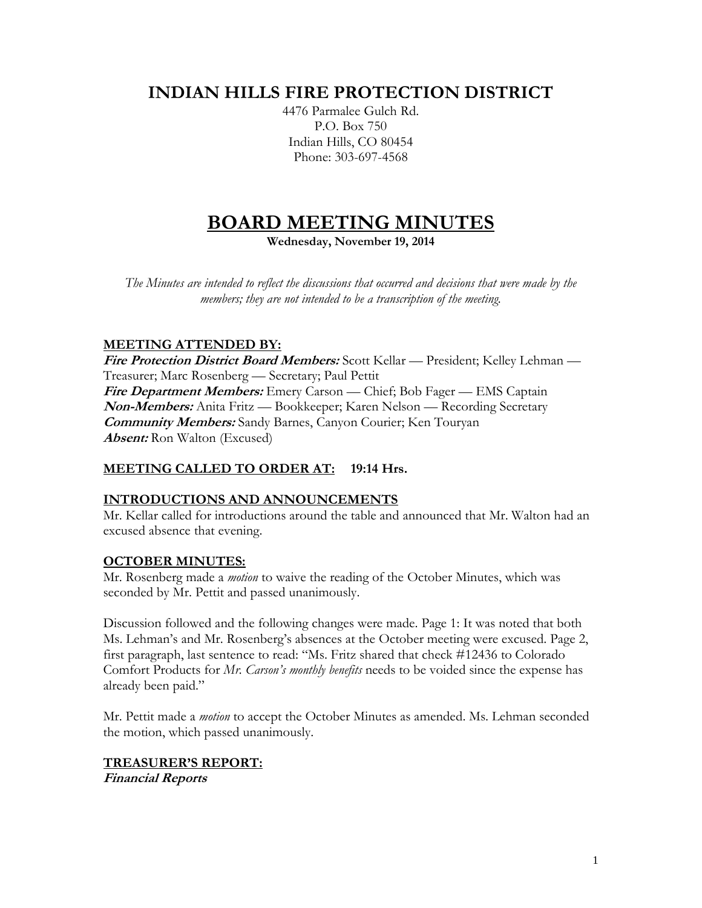# INDIAN HILLS FIRE PROTECTION DISTRICT

4476 Parmalee Gulch Rd.
P.O. Box 750
Indian Hills, CO 80454
Phone: 303-697-4568

# BOARD MEETING MINUTES

**Wednesday, November 19, 2014**

*The Minutes are intended to reflect the discussions that occurred and decisions that were made by the members; they are not intended to be a transcription of the meeting.*

## MEETING ATTENDED BY:

***Fire Protection District Board Members:*** Scott Kellar — President; Kelley Lehman — Treasurer; Marc Rosenberg — Secretary; Paul Pettit
***Fire Department Members:*** Emery Carson — Chief; Bob Fager — EMS Captain
***Non-Members:*** Anita Fritz — Bookkeeper; Karen Nelson — Recording Secretary
***Community Members:*** Sandy Barnes, Canyon Courier; Ken Touryan
***Absent:*** Ron Walton (Excused)

## MEETING CALLED TO ORDER AT: 19:14 Hrs.

## INTRODUCTIONS AND ANNOUNCEMENTS

Mr. Kellar called for introductions around the table and announced that Mr. Walton had an excused absence that evening.

## OCTOBER MINUTES:

Mr. Rosenberg made a *motion* to waive the reading of the October Minutes, which was seconded by Mr. Pettit and passed unanimously.

Discussion followed and the following changes were made. Page 1: It was noted that both Ms. Lehman's and Mr. Rosenberg's absences at the October meeting were excused. Page 2, first paragraph, last sentence to read: "Ms. Fritz shared that check #12436 to Colorado Comfort Products for *Mr. Carson's monthly benefits* needs to be voided since the expense has already been paid."

Mr. Pettit made a *motion* to accept the October Minutes as amended. Ms. Lehman seconded the motion, which passed unanimously.

## TREASURER'S REPORT:

***Financial Reports***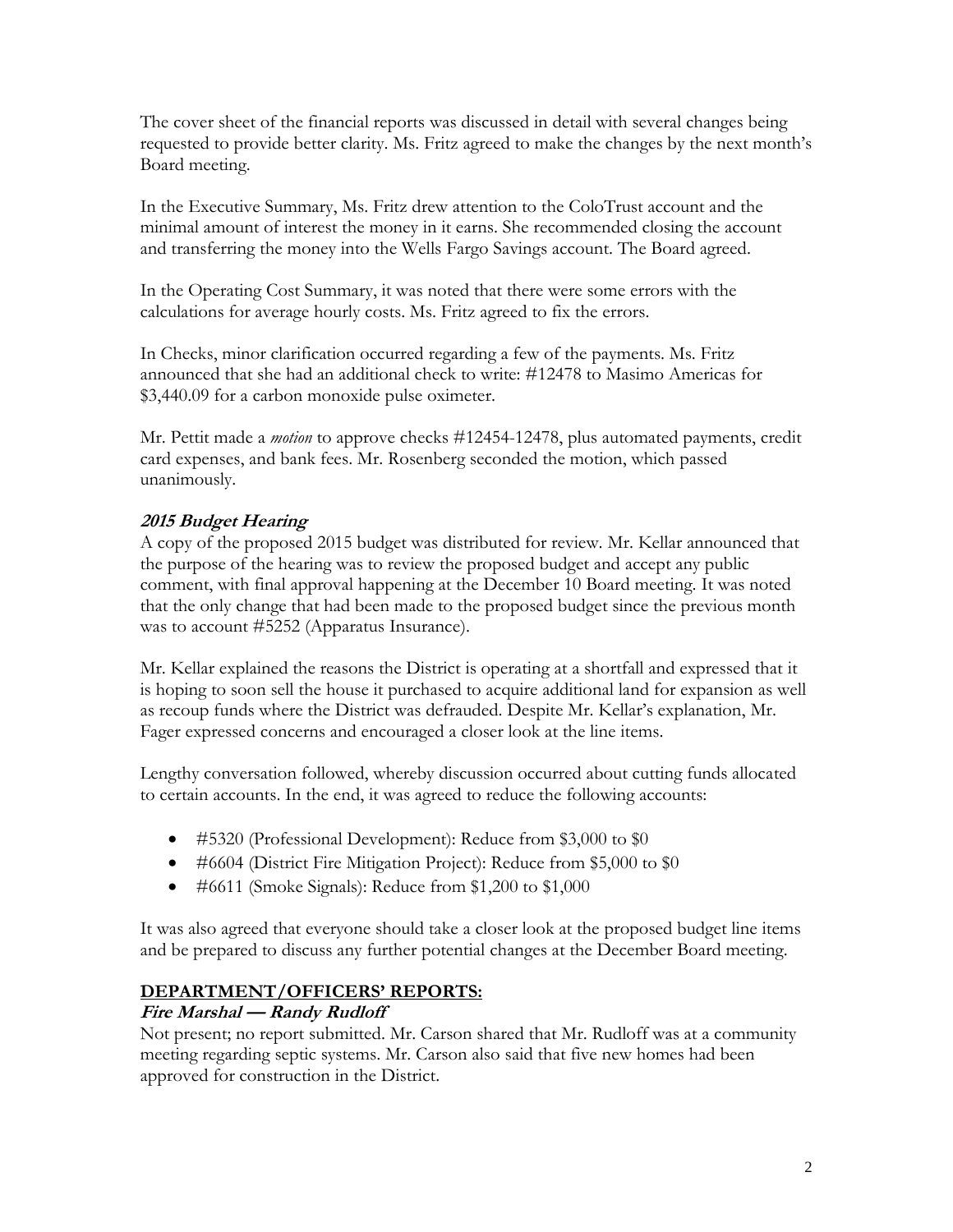The cover sheet of the financial reports was discussed in detail with several changes being requested to provide better clarity. Ms. Fritz agreed to make the changes by the next month's Board meeting.

In the Executive Summary, Ms. Fritz drew attention to the ColoTrust account and the minimal amount of interest the money in it earns. She recommended closing the account and transferring the money into the Wells Fargo Savings account. The Board agreed.

In the Operating Cost Summary, it was noted that there were some errors with the calculations for average hourly costs. Ms. Fritz agreed to fix the errors.

In Checks, minor clarification occurred regarding a few of the payments. Ms. Fritz announced that she had an additional check to write: #12478 to Masimo Americas for $3,440.09 for a carbon monoxide pulse oximeter.

Mr. Pettit made a *motion* to approve checks #12454-12478, plus automated payments, credit card expenses, and bank fees. Mr. Rosenberg seconded the motion, which passed unanimously.

### *2015 Budget Hearing*

A copy of the proposed 2015 budget was distributed for review. Mr. Kellar announced that the purpose of the hearing was to review the proposed budget and accept any public comment, with final approval happening at the December 10 Board meeting. It was noted that the only change that had been made to the proposed budget since the previous month was to account #5252 (Apparatus Insurance).

Mr. Kellar explained the reasons the District is operating at a shortfall and expressed that it is hoping to soon sell the house it purchased to acquire additional land for expansion as well as recoup funds where the District was defrauded. Despite Mr. Kellar's explanation, Mr. Fager expressed concerns and encouraged a closer look at the line items.

Lengthy conversation followed, whereby discussion occurred about cutting funds allocated to certain accounts. In the end, it was agreed to reduce the following accounts:

- #5320 (Professional Development): Reduce from $3,000 to $0
- #6604 (District Fire Mitigation Project): Reduce from $5,000 to $0
- #6611 (Smoke Signals): Reduce from $1,200 to $1,000

It was also agreed that everyone should take a closer look at the proposed budget line items and be prepared to discuss any further potential changes at the December Board meeting.

## DEPARTMENT/OFFICERS' REPORTS:

### *Fire Marshal — Randy Rudloff*

Not present; no report submitted. Mr. Carson shared that Mr. Rudloff was at a community meeting regarding septic systems. Mr. Carson also said that five new homes had been approved for construction in the District.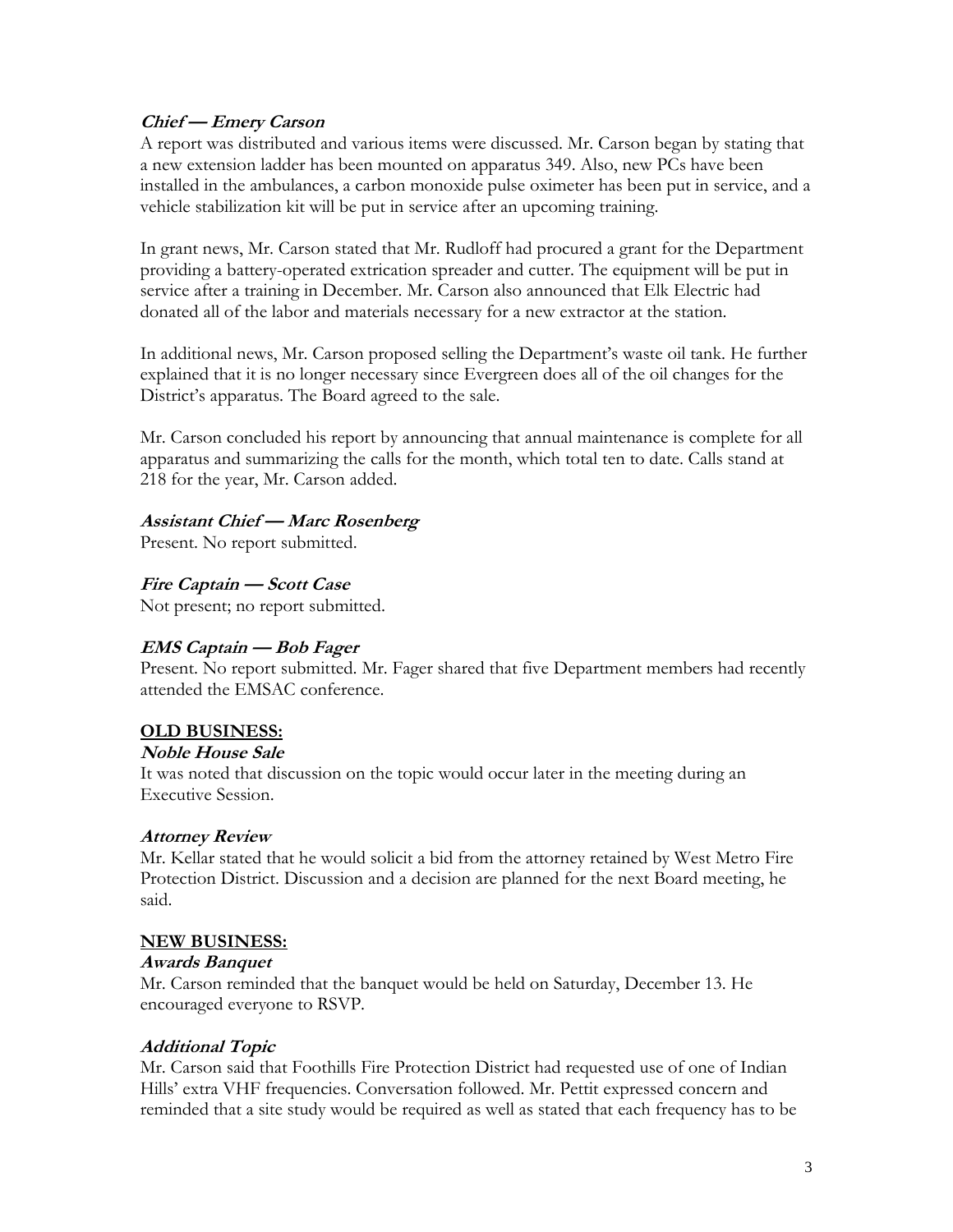***Chief — Emery Carson***

A report was distributed and various items were discussed. Mr. Carson began by stating that a new extension ladder has been mounted on apparatus 349. Also, new PCs have been installed in the ambulances, a carbon monoxide pulse oximeter has been put in service, and a vehicle stabilization kit will be put in service after an upcoming training.

In grant news, Mr. Carson stated that Mr. Rudloff had procured a grant for the Department providing a battery-operated extrication spreader and cutter. The equipment will be put in service after a training in December. Mr. Carson also announced that Elk Electric had donated all of the labor and materials necessary for a new extractor at the station.

In additional news, Mr. Carson proposed selling the Department's waste oil tank. He further explained that it is no longer necessary since Evergreen does all of the oil changes for the District's apparatus. The Board agreed to the sale.

Mr. Carson concluded his report by announcing that annual maintenance is complete for all apparatus and summarizing the calls for the month, which total ten to date. Calls stand at 218 for the year, Mr. Carson added.

***Assistant Chief — Marc Rosenberg***

Present. No report submitted.

***Fire Captain — Scott Case***

Not present; no report submitted.

***EMS Captain — Bob Fager***

Present. No report submitted. Mr. Fager shared that five Department members had recently attended the EMSAC conference.

**OLD BUSINESS:**

***Noble House Sale***

It was noted that discussion on the topic would occur later in the meeting during an Executive Session.

***Attorney Review***

Mr. Kellar stated that he would solicit a bid from the attorney retained by West Metro Fire Protection District. Discussion and a decision are planned for the next Board meeting, he said.

**NEW BUSINESS:**

***Awards Banquet***

Mr. Carson reminded that the banquet would be held on Saturday, December 13. He encouraged everyone to RSVP.

***Additional Topic***

Mr. Carson said that Foothills Fire Protection District had requested use of one of Indian Hills' extra VHF frequencies. Conversation followed. Mr. Pettit expressed concern and reminded that a site study would be required as well as stated that each frequency has to be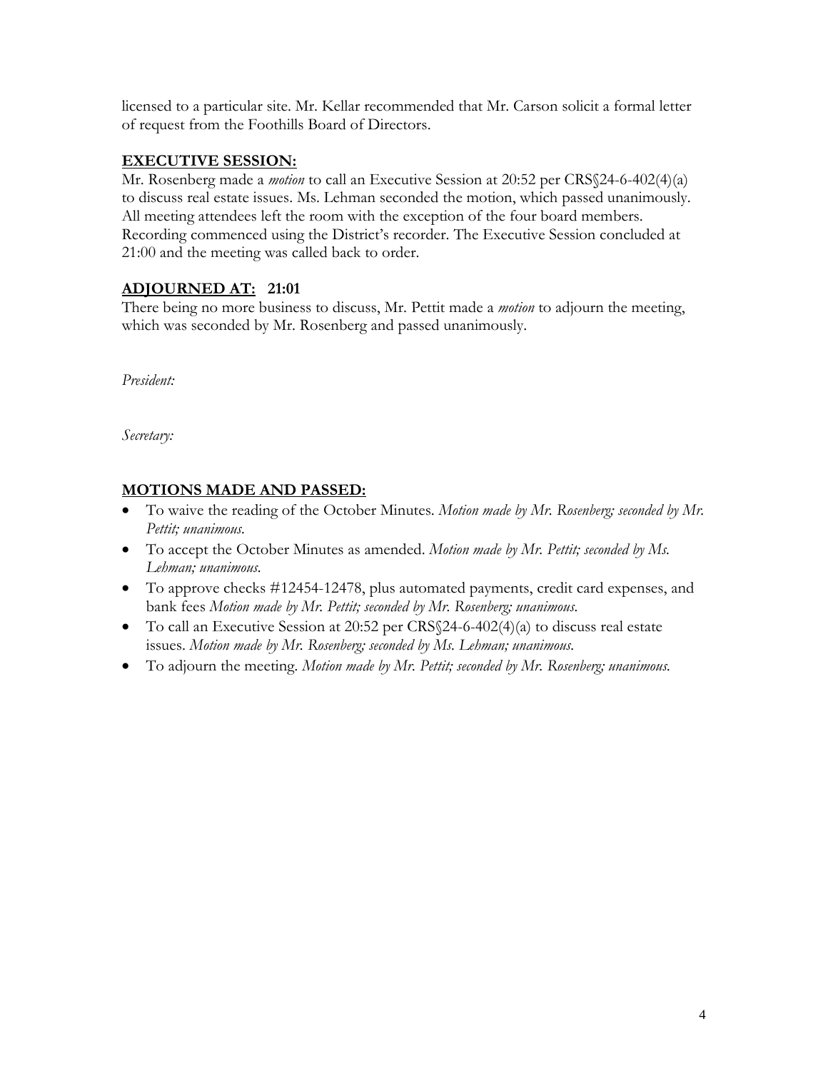licensed to a particular site. Mr. Kellar recommended that Mr. Carson solicit a formal letter of request from the Foothills Board of Directors.

## EXECUTIVE SESSION:

Mr. Rosenberg made a *motion* to call an Executive Session at 20:52 per CRS§24-6-402(4)(a) to discuss real estate issues. Ms. Lehman seconded the motion, which passed unanimously. All meeting attendees left the room with the exception of the four board members. Recording commenced using the District's recorder. The Executive Session concluded at 21:00 and the meeting was called back to order.

## ADJOURNED AT: 21:01

There being no more business to discuss, Mr. Pettit made a *motion* to adjourn the meeting, which was seconded by Mr. Rosenberg and passed unanimously.

*President:*

*Secretary:*

## MOTIONS MADE AND PASSED:

- To waive the reading of the October Minutes. *Motion made by Mr. Rosenberg; seconded by Mr. Pettit; unanimous.*
- To accept the October Minutes as amended. *Motion made by Mr. Pettit; seconded by Ms. Lehman; unanimous.*
- To approve checks #12454-12478, plus automated payments, credit card expenses, and bank fees *Motion made by Mr. Pettit; seconded by Mr. Rosenberg; unanimous.*
- To call an Executive Session at 20:52 per CRS§24-6-402(4)(a) to discuss real estate issues. *Motion made by Mr. Rosenberg; seconded by Ms. Lehman; unanimous.*
- To adjourn the meeting. *Motion made by Mr. Pettit; seconded by Mr. Rosenberg; unanimous.*